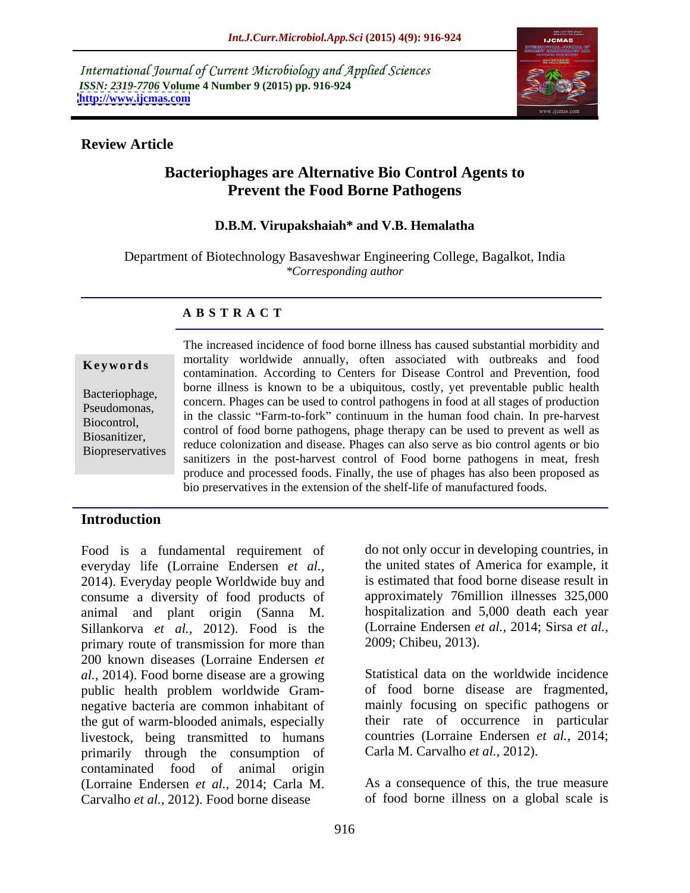International Journal of Current Microbiology and Applied Sciences
*ISSN: 2319-7706* **Volume 4 Number 9 (2015) pp. 916-924**
**http://www.ijcmas.com**

**Review Article**

# Bacteriophages are Alternative Bio Control Agents to Prevent the Food Borne Pathogens

**D.B.M. Virupakshaiah\* and V.B. Hemalatha**

Department of Biotechnology Basaveshwar Engineering College, Bagalkot, India
*\*Corresponding author*

## A B S T R A C T

**Keywords**

Bacteriophage, Pseudomonas, Biocontrol, Biosanitizer, Biopreservatives

The increased incidence of food borne illness has caused substantial morbidity and mortality worldwide annually, often associated with outbreaks and food contamination. According to Centers for Disease Control and Prevention, food borne illness is known to be a ubiquitous, costly, yet preventable public health concern. Phages can be used to control pathogens in food at all stages of production in the classic "Farm-to-fork" continuum in the human food chain. In pre-harvest control of food borne pathogens, phage therapy can be used to prevent as well as reduce colonization and disease. Phages can also serve as bio control agents or bio sanitizers in the post-harvest control of Food borne pathogens in meat, fresh produce and processed foods. Finally, the use of phages has also been proposed as bio preservatives in the extension of the shelf-life of manufactured foods.

## Introduction

Food is a fundamental requirement of everyday life (Lorraine Endersen *et al.,* 2014). Everyday people Worldwide buy and consume a diversity of food products of animal and plant origin (Sanna M. Sillankorva *et al.,* 2012). Food is the primary route of transmission for more than 200 known diseases (Lorraine Endersen *et al.,* 2014). Food borne disease are a growing public health problem worldwide Gram-negative bacteria are common inhabitant of the gut of warm-blooded animals, especially livestock, being transmitted to humans primarily through the consumption of contaminated food of animal origin (Lorraine Endersen *et al.,* 2014; Carla M. Carvalho *et al.,* 2012). Food borne disease do not only occur in developing countries, in the united states of America for example, it is estimated that food borne disease result in approximately 76million illnesses 325,000 hospitalization and 5,000 death each year (Lorraine Endersen *et al.,* 2014; Sirsa *et al.,* 2009; Chibeu, 2013).

Statistical data on the worldwide incidence of food borne disease are fragmented, mainly focusing on specific pathogens or their rate of occurrence in particular countries (Lorraine Endersen *et al.,* 2014; Carla M. Carvalho *et al.,* 2012).

As a consequence of this, the true measure of food borne illness on a global scale is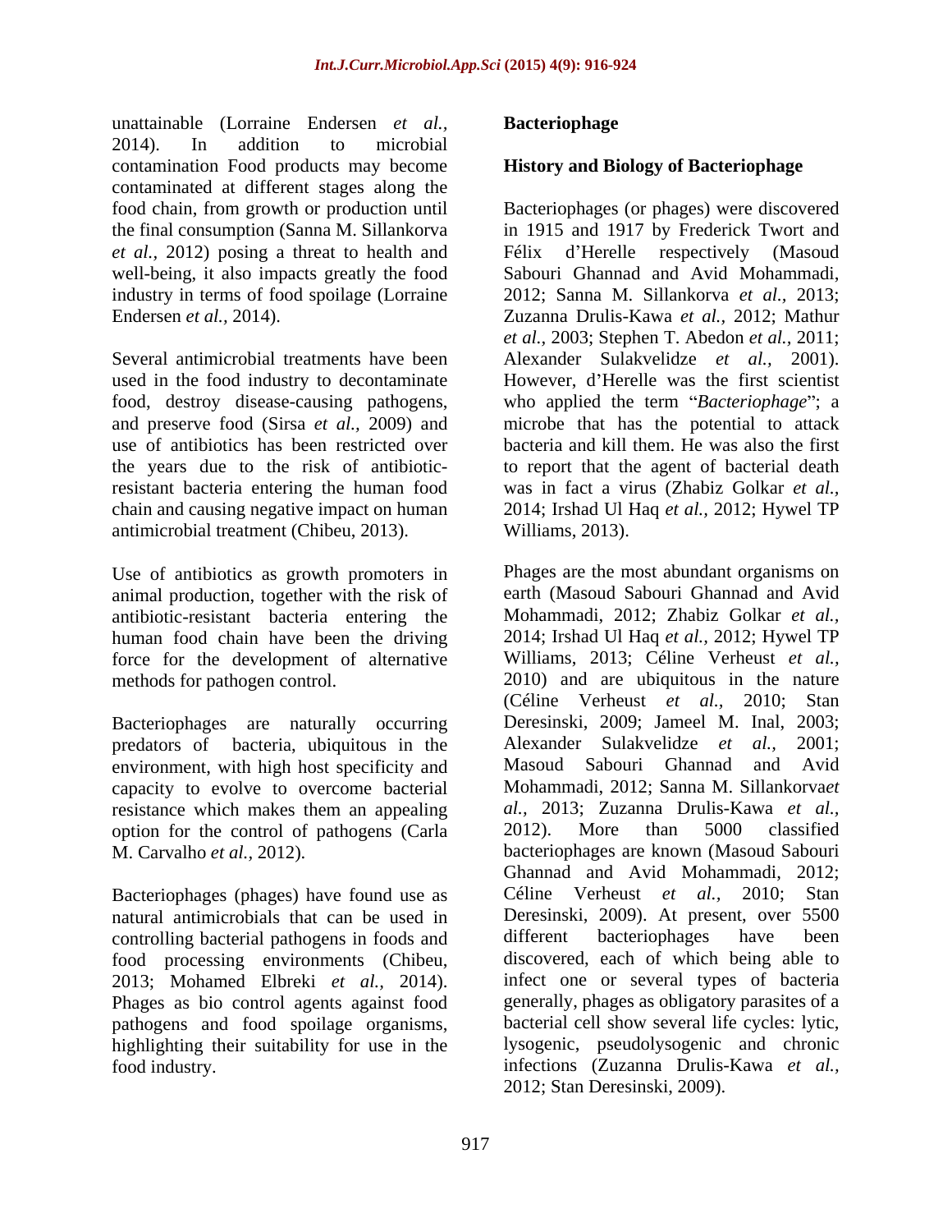unattainable (Lorraine Endersen *et al.,* 2014). In addition to microbial contamination Food products may become contaminated at different stages along the food chain, from growth or production until the final consumption (Sanna M. Sillankorva *et al.,* 2012) posing a threat to health and well-being, it also impacts greatly the food industry in terms of food spoilage (Lorraine Endersen *et al.,* 2014).

Several antimicrobial treatments have been used in the food industry to decontaminate food, destroy disease-causing pathogens, and preserve food (Sirsa *et al.,* 2009) and use of antibiotics has been restricted over the years due to the risk of antibiotic-resistant bacteria entering the human food chain and causing negative impact on human antimicrobial treatment (Chibeu, 2013).

Use of antibiotics as growth promoters in animal production, together with the risk of antibiotic-resistant bacteria entering the human food chain have been the driving force for the development of alternative methods for pathogen control.

Bacteriophages are naturally occurring predators of bacteria, ubiquitous in the environment, with high host specificity and capacity to evolve to overcome bacterial resistance which makes them an appealing option for the control of pathogens (Carla M. Carvalho *et al.,* 2012).

Bacteriophages (phages) have found use as natural antimicrobials that can be used in controlling bacterial pathogens in foods and food processing environments (Chibeu, 2013; Mohamed Elbreki *et al.,* 2014). Phages as bio control agents against food pathogens and food spoilage organisms, highlighting their suitability for use in the food industry.

## Bacteriophage

### History and Biology of Bacteriophage

Bacteriophages (or phages) were discovered in 1915 and 1917 by Frederick Twort and Félix d'Herelle respectively (Masoud Sabouri Ghannad and Avid Mohammadi, 2012; Sanna M. Sillankorva *et al.,* 2013; Zuzanna Drulis-Kawa *et al.,* 2012; Mathur *et al.,* 2003; Stephen T. Abedon *et al.,* 2011; Alexander Sulakvelidze *et al.,* 2001). However, d'Herelle was the first scientist who applied the term "*Bacteriophage*"; a microbe that has the potential to attack bacteria and kill them. He was also the first to report that the agent of bacterial death was in fact a virus (Zhabiz Golkar *et al.,* 2014; Irshad Ul Haq *et al.,* 2012; Hywel TP Williams, 2013).

Phages are the most abundant organisms on earth (Masoud Sabouri Ghannad and Avid Mohammadi, 2012; Zhabiz Golkar *et al.,* 2014; Irshad Ul Haq *et al.,* 2012; Hywel TP Williams, 2013; Céline Verheust *et al.,* 2010) and are ubiquitous in the nature (Céline Verheust *et al.,* 2010; Stan Deresinski, 2009; Jameel M. Inal, 2003; Alexander Sulakvelidze *et al.,* 2001; Masoud Sabouri Ghannad and Avid Mohammadi, 2012; Sanna M. Sillankorva*et al.,* 2013; Zuzanna Drulis-Kawa *et al.,* 2012). More than 5000 classified bacteriophages are known (Masoud Sabouri Ghannad and Avid Mohammadi, 2012; Céline Verheust *et al.,* 2010; Stan Deresinski, 2009). At present, over 5500 different bacteriophages have been discovered, each of which being able to infect one or several types of bacteria generally, phages as obligatory parasites of a bacterial cell show several life cycles: lytic, lysogenic, pseudolysogenic and chronic infections (Zuzanna Drulis-Kawa *et al.,* 2012; Stan Deresinski, 2009).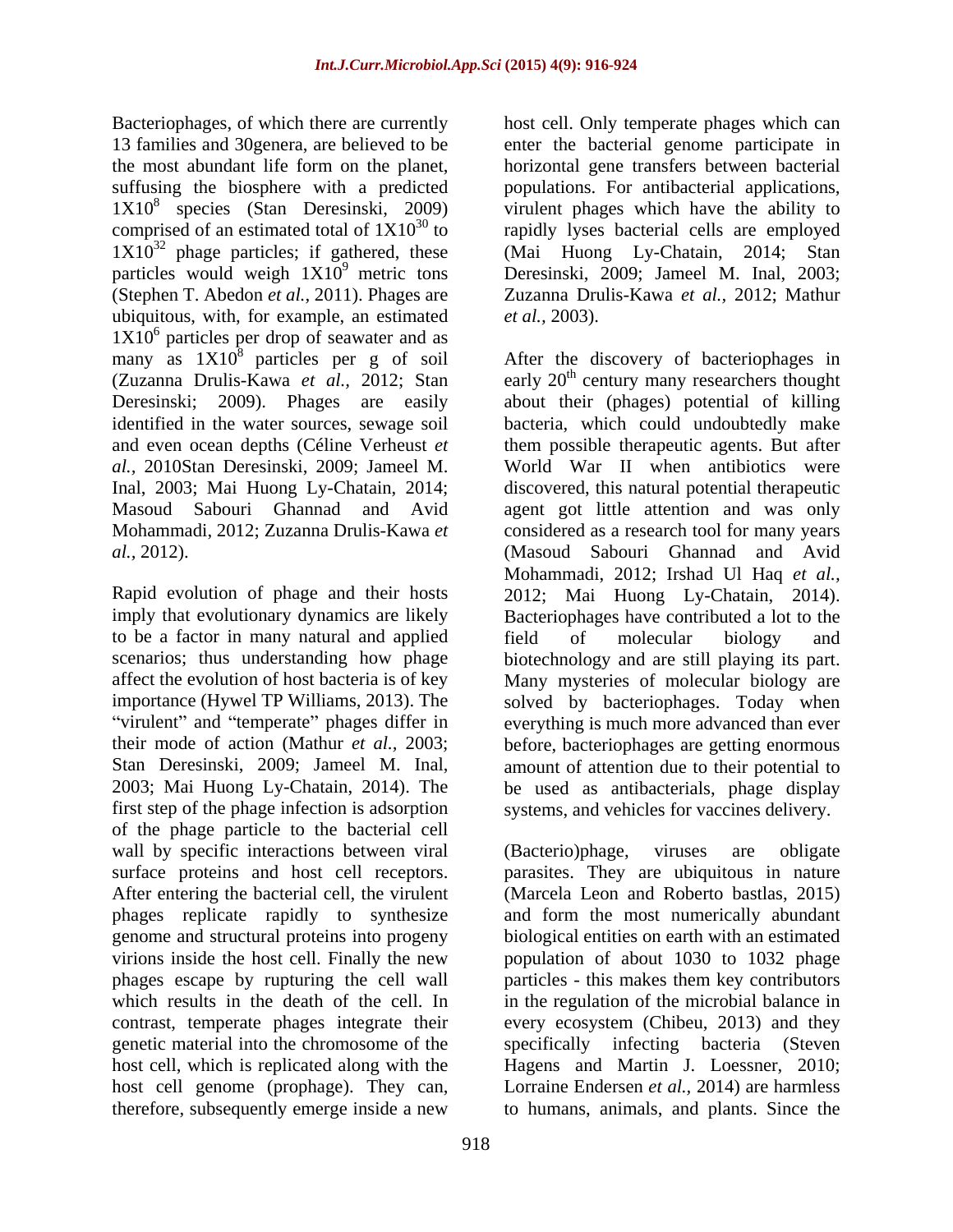Bacteriophages, of which there are currently 13 families and 30genera, are believed to be the most abundant life form on the planet, suffusing the biosphere with a predicted $1X10^8$ species (Stan Deresinski, 2009) comprised of an estimated total of $1X10^{30}$ to $1X10^{32}$ phage particles; if gathered, these particles would weigh $1X10^9$ metric tons (Stephen T. Abedon *et al.,* 2011). Phages are ubiquitous, with, for example, an estimated $1X10^6$ particles per drop of seawater and as many as $1X10^8$ particles per g of soil (Zuzanna Drulis-Kawa *et al.,* 2012; Stan Deresinski; 2009). Phages are easily identified in the water sources, sewage soil and even ocean depths (Céline Verheust *et al.,* 2010Stan Deresinski, 2009; Jameel M. Inal, 2003; Mai Huong Ly-Chatain, 2014; Masoud Sabouri Ghannad and Avid Mohammadi, 2012; Zuzanna Drulis-Kawa *et al.,* 2012).

Rapid evolution of phage and their hosts imply that evolutionary dynamics are likely to be a factor in many natural and applied scenarios; thus understanding how phage affect the evolution of host bacteria is of key importance (Hywel TP Williams, 2013). The "virulent" and "temperate" phages differ in their mode of action (Mathur *et al.,* 2003; Stan Deresinski, 2009; Jameel M. Inal, 2003; Mai Huong Ly-Chatain, 2014). The first step of the phage infection is adsorption of the phage particle to the bacterial cell wall by specific interactions between viral surface proteins and host cell receptors. After entering the bacterial cell, the virulent phages replicate rapidly to synthesize genome and structural proteins into progeny virions inside the host cell. Finally the new phages escape by rupturing the cell wall which results in the death of the cell. In contrast, temperate phages integrate their genetic material into the chromosome of the host cell, which is replicated along with the host cell genome (prophage). They can, therefore, subsequently emerge inside a new host cell. Only temperate phages which can enter the bacterial genome participate in horizontal gene transfers between bacterial populations. For antibacterial applications, virulent phages which have the ability to rapidly lyses bacterial cells are employed (Mai Huong Ly-Chatain, 2014; Stan Deresinski, 2009; Jameel M. Inal, 2003; Zuzanna Drulis-Kawa *et al.,* 2012; Mathur *et al.,* 2003).

After the discovery of bacteriophages in early 20[th] century many researchers thought about their (phages) potential of killing bacteria, which could undoubtedly make them possible therapeutic agents. But after World War II when antibiotics were discovered, this natural potential therapeutic agent got little attention and was only considered as a research tool for many years (Masoud Sabouri Ghannad and Avid Mohammadi, 2012; Irshad Ul Haq *et al.,* 2012; Mai Huong Ly-Chatain, 2014). Bacteriophages have contributed a lot to the field of molecular biology and biotechnology and are still playing its part. Many mysteries of molecular biology are solved by bacteriophages. Today when everything is much more advanced than ever before, bacteriophages are getting enormous amount of attention due to their potential to be used as antibacterials, phage display systems, and vehicles for vaccines delivery.

(Bacterio)phage, viruses are obligate parasites. They are ubiquitous in nature (Marcela Leon and Roberto bastlas, 2015) and form the most numerically abundant biological entities on earth with an estimated population of about 1030 to 1032 phage particles - this makes them key contributors in the regulation of the microbial balance in every ecosystem (Chibeu, 2013) and they specifically infecting bacteria (Steven Hagens and Martin J. Loessner, 2010; Lorraine Endersen *et al.,* 2014) are harmless to humans, animals, and plants. Since the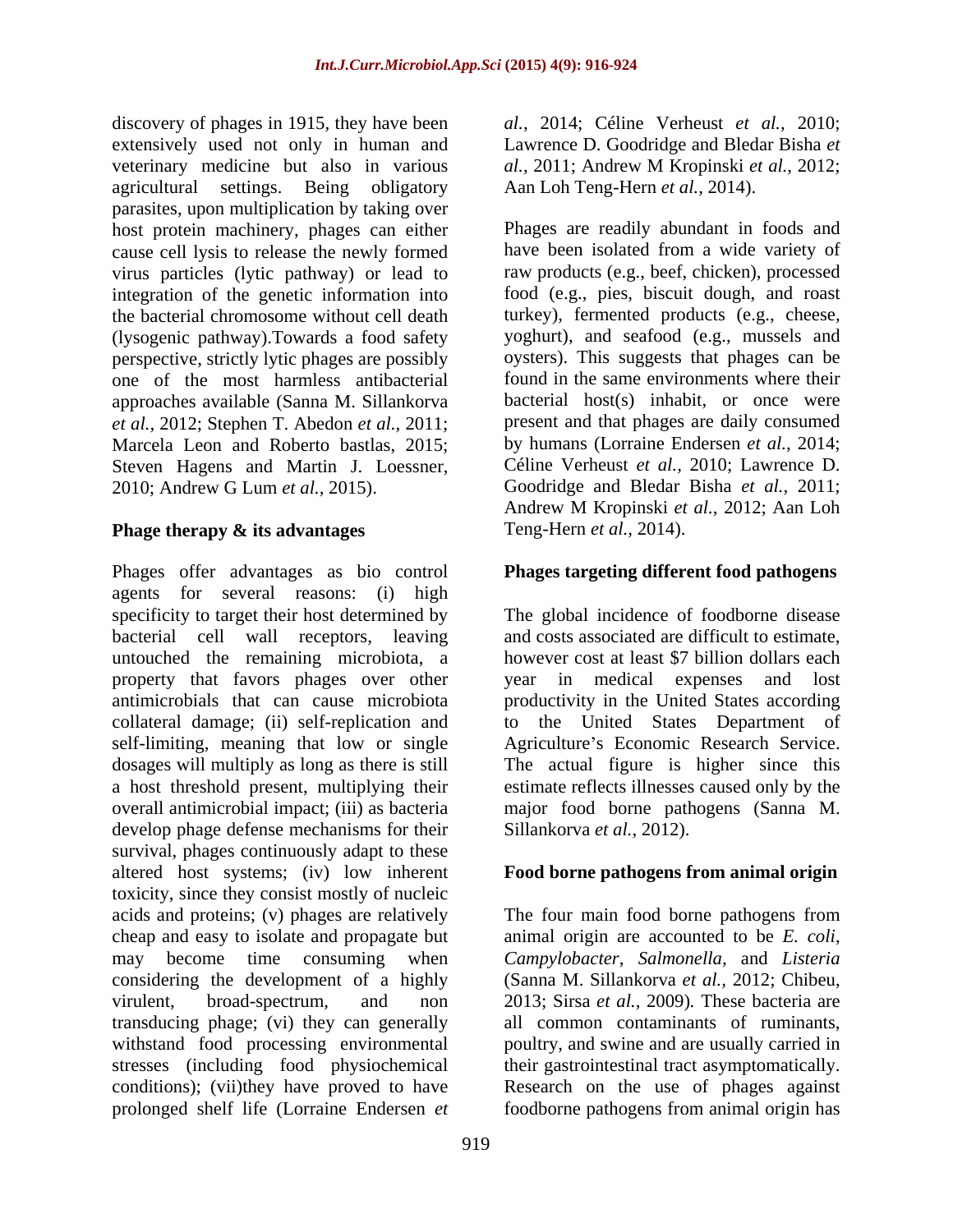discovery of phages in 1915, they have been extensively used not only in human and veterinary medicine but also in various agricultural settings. Being obligatory parasites, upon multiplication by taking over host protein machinery, phages can either cause cell lysis to release the newly formed virus particles (lytic pathway) or lead to integration of the genetic information into the bacterial chromosome without cell death (lysogenic pathway).Towards a food safety perspective, strictly lytic phages are possibly one of the most harmless antibacterial approaches available (Sanna M. Sillankorva *et al.,* 2012; Stephen T. Abedon *et al.,* 2011; Marcela Leon and Roberto bastlas, 2015; Steven Hagens and Martin J. Loessner, 2010; Andrew G Lum *et al.,* 2015).

## Phage therapy & its advantages

Phages offer advantages as bio control agents for several reasons: (i) high specificity to target their host determined by bacterial cell wall receptors, leaving untouched the remaining microbiota, a property that favors phages over other antimicrobials that can cause microbiota collateral damage; (ii) self-replication and self-limiting, meaning that low or single dosages will multiply as long as there is still a host threshold present, multiplying their overall antimicrobial impact; (iii) as bacteria develop phage defense mechanisms for their survival, phages continuously adapt to these altered host systems; (iv) low inherent toxicity, since they consist mostly of nucleic acids and proteins; (v) phages are relatively cheap and easy to isolate and propagate but may become time consuming when considering the development of a highly virulent, broad-spectrum, and non transducing phage; (vi) they can generally withstand food processing environmental stresses (including food physiochemical conditions); (vii)they have proved to have prolonged shelf life (Lorraine Endersen *et al.,* 2014; Céline Verheust *et al.,* 2010; Lawrence D. Goodridge and Bledar Bisha *et al.,* 2011; Andrew M Kropinski *et al.,* 2012; Aan Loh Teng-Hern *et al.,* 2014).

Phages are readily abundant in foods and have been isolated from a wide variety of raw products (e.g., beef, chicken), processed food (e.g., pies, biscuit dough, and roast turkey), fermented products (e.g., cheese, yoghurt), and seafood (e.g., mussels and oysters). This suggests that phages can be found in the same environments where their bacterial host(s) inhabit, or once were present and that phages are daily consumed by humans (Lorraine Endersen *et al.,* 2014; Céline Verheust *et al.,* 2010; Lawrence D. Goodridge and Bledar Bisha *et al.,* 2011; Andrew M Kropinski *et al.,* 2012; Aan Loh Teng-Hern *et al.,* 2014).

## Phages targeting different food pathogens

The global incidence of foodborne disease and costs associated are difficult to estimate, however cost at least $7 billion dollars each year in medical expenses and lost productivity in the United States according to the United States Department of Agriculture's Economic Research Service. The actual figure is higher since this estimate reflects illnesses caused only by the major food borne pathogens (Sanna M. Sillankorva *et al.,* 2012).

## Food borne pathogens from animal origin

The four main food borne pathogens from animal origin are accounted to be *E. coli*, *Campylobacter*, *Salmonella*, and *Listeria* (Sanna M. Sillankorva *et al.,* 2012; Chibeu, 2013; Sirsa *et al.,* 2009). These bacteria are all common contaminants of ruminants, poultry, and swine and are usually carried in their gastrointestinal tract asymptomatically. Research on the use of phages against foodborne pathogens from animal origin has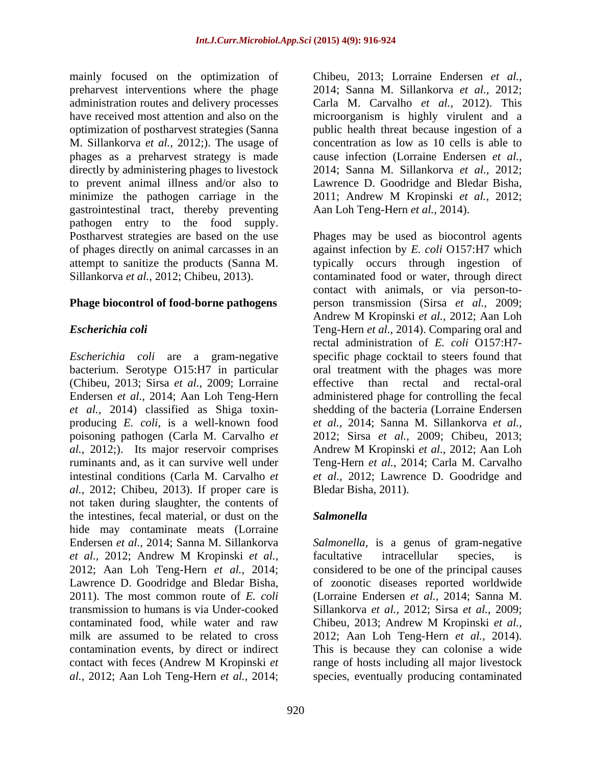mainly focused on the optimization of preharvest interventions where the phage administration routes and delivery processes have received most attention and also on the optimization of postharvest strategies (Sanna M. Sillankorva *et al.,* 2012;). The usage of phages as a preharvest strategy is made directly by administering phages to livestock to prevent animal illness and/or also to minimize the pathogen carriage in the gastrointestinal tract, thereby preventing pathogen entry to the food supply. Postharvest strategies are based on the use of phages directly on animal carcasses in an attempt to sanitize the products (Sanna M. Sillankorva *et al.,* 2012; Chibeu, 2013).

## Phage biocontrol of food-borne pathogens

### *Escherichia coli*

*Escherichia coli* are a gram-negative bacterium. Serotype O15:H7 in particular (Chibeu, 2013; Sirsa *et al.,* 2009; Lorraine Endersen *et al.,* 2014; Aan Loh Teng-Hern *et al.,* 2014) classified as Shiga toxin-producing *E. coli*, is a well-known food poisoning pathogen (Carla M. Carvalho *et al.,* 2012;). Its major reservoir comprises ruminants and, as it can survive well under intestinal conditions (Carla M. Carvalho *et al.,* 2012; Chibeu, 2013). If proper care is not taken during slaughter, the contents of the intestines, fecal material, or dust on the hide may contaminate meats (Lorraine Endersen *et al.,* 2014; Sanna M. Sillankorva *et al.,* 2012; Andrew M Kropinski *et al.,* 2012; Aan Loh Teng-Hern *et al.,* 2014; Lawrence D. Goodridge and Bledar Bisha, 2011). The most common route of *E. coli* transmission to humans is via Under-cooked contaminated food, while water and raw milk are assumed to be related to cross contamination events, by direct or indirect contact with feces (Andrew M Kropinski *et al.,* 2012; Aan Loh Teng-Hern *et al.,* 2014; Chibeu, 2013; Lorraine Endersen *et al.,* 2014; Sanna M. Sillankorva *et al.,* 2012; Carla M. Carvalho *et al.,* 2012). This microorganism is highly virulent and a public health threat because ingestion of a concentration as low as 10 cells is able to cause infection (Lorraine Endersen *et al.,* 2014; Sanna M. Sillankorva *et al.,* 2012; Lawrence D. Goodridge and Bledar Bisha, 2011; Andrew M Kropinski *et al.,* 2012; Aan Loh Teng-Hern *et al.,* 2014).

Phages may be used as biocontrol agents against infection by *E. coli* O157:H7 which typically occurs through ingestion of contaminated food or water, through direct contact with animals, or via person-to-person transmission (Sirsa *et al.,* 2009; Andrew M Kropinski *et al.,* 2012; Aan Loh Teng-Hern *et al.,* 2014). Comparing oral and rectal administration of *E. coli* O157:H7-specific phage cocktail to steers found that oral treatment with the phages was more effective than rectal and rectal-oral administered phage for controlling the fecal shedding of the bacteria (Lorraine Endersen *et al.,* 2014; Sanna M. Sillankorva *et al.,* 2012; Sirsa *et al.,* 2009; Chibeu, 2013; Andrew M Kropinski *et al.,* 2012; Aan Loh Teng-Hern *et al.,* 2014; Carla M. Carvalho *et al.,* 2012; Lawrence D. Goodridge and Bledar Bisha, 2011).

### *Salmonella*

*Salmonella*, is a genus of gram-negative facultative intracellular species, is considered to be one of the principal causes of zoonotic diseases reported worldwide (Lorraine Endersen *et al.,* 2014; Sanna M. Sillankorva *et al.,* 2012; Sirsa *et al.,* 2009; Chibeu, 2013; Andrew M Kropinski *et al.,* 2012; Aan Loh Teng-Hern *et al.,* 2014). This is because they can colonise a wide range of hosts including all major livestock species, eventually producing contaminated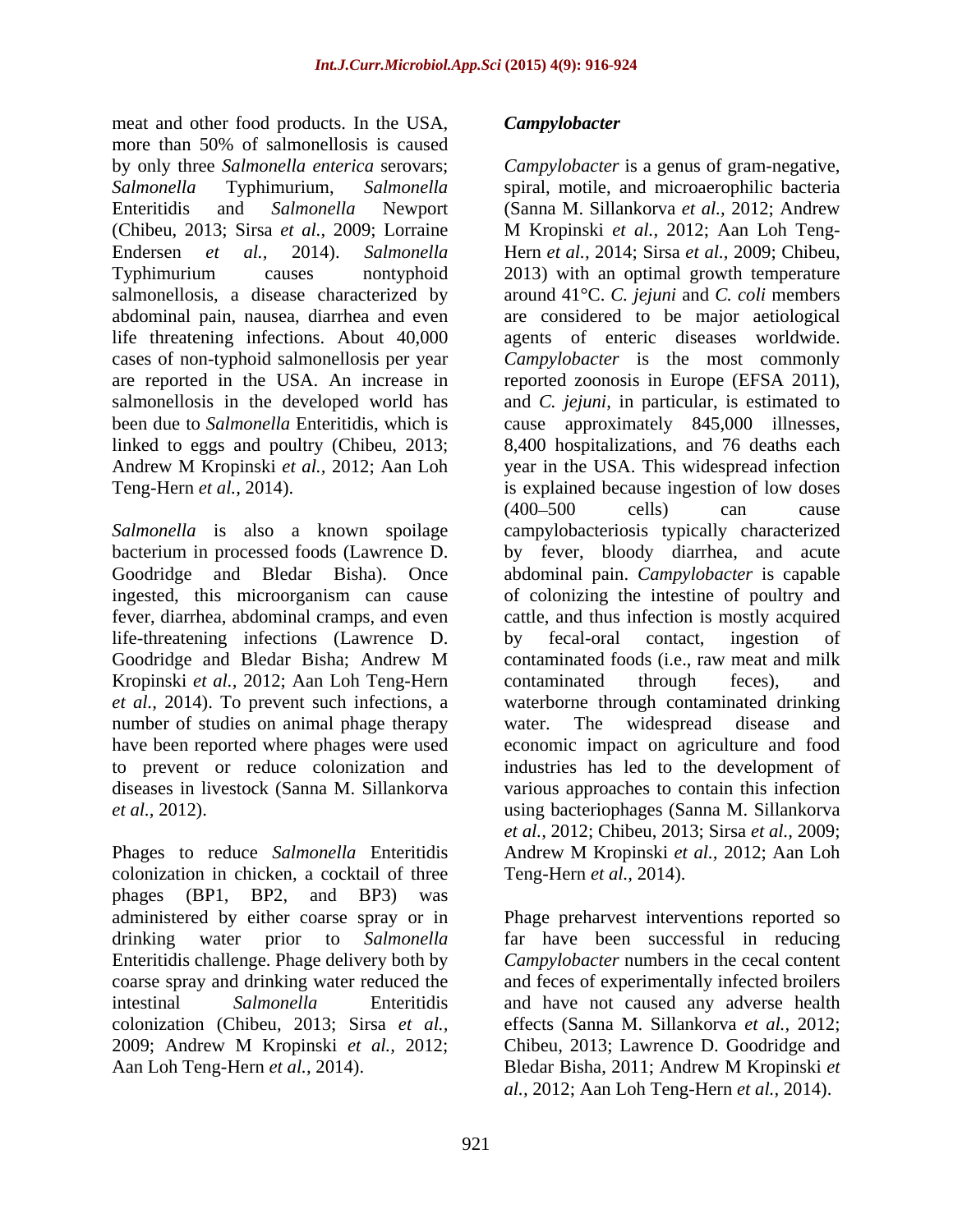meat and other food products. In the USA, more than 50% of salmonellosis is caused by only three *Salmonella enterica* serovars; *Salmonella* Typhimurium, *Salmonella* Enteritidis and *Salmonella* Newport (Chibeu, 2013; Sirsa *et al.,* 2009; Lorraine Endersen *et al.,* 2014). *Salmonella* Typhimurium causes nontyphoid salmonellosis, a disease characterized by abdominal pain, nausea, diarrhea and even life threatening infections. About 40,000 cases of non-typhoid salmonellosis per year are reported in the USA. An increase in salmonellosis in the developed world has been due to *Salmonella* Enteritidis, which is linked to eggs and poultry (Chibeu, 2013; Andrew M Kropinski *et al.,* 2012; Aan Loh Teng-Hern *et al.,* 2014).

*Salmonella* is also a known spoilage bacterium in processed foods (Lawrence D. Goodridge and Bledar Bisha). Once ingested, this microorganism can cause fever, diarrhea, abdominal cramps, and even life-threatening infections (Lawrence D. Goodridge and Bledar Bisha; Andrew M Kropinski *et al.,* 2012; Aan Loh Teng-Hern *et al.,* 2014). To prevent such infections, a number of studies on animal phage therapy have been reported where phages were used to prevent or reduce colonization and diseases in livestock (Sanna M. Sillankorva *et al.,* 2012).

Phages to reduce *Salmonella* Enteritidis colonization in chicken, a cocktail of three phages (BP1, BP2, and BP3) was administered by either coarse spray or in drinking water prior to *Salmonella* Enteritidis challenge. Phage delivery both by coarse spray and drinking water reduced the intestinal *Salmonella* Enteritidis colonization (Chibeu, 2013; Sirsa *et al.,* 2009; Andrew M Kropinski *et al.,* 2012; Aan Loh Teng-Hern *et al.,* 2014).

### *Campylobacter*

*Campylobacter* is a genus of gram-negative, spiral, motile, and microaerophilic bacteria (Sanna M. Sillankorva *et al.,* 2012; Andrew M Kropinski *et al.,* 2012; Aan Loh Teng-Hern *et al.,* 2014; Sirsa *et al.,* 2009; Chibeu, 2013) with an optimal growth temperature around 41°C. *C. jejuni* and *C. coli* members are considered to be major aetiological agents of enteric diseases worldwide. *Campylobacter* is the most commonly reported zoonosis in Europe (EFSA 2011), and *C. jejuni*, in particular, is estimated to cause approximately 845,000 illnesses, 8,400 hospitalizations, and 76 deaths each year in the USA. This widespread infection is explained because ingestion of low doses (400–500 cells) can cause campylobacteriosis typically characterized by fever, bloody diarrhea, and acute abdominal pain. *Campylobacter* is capable of colonizing the intestine of poultry and cattle, and thus infection is mostly acquired by fecal-oral contact, ingestion of contaminated foods (i.e., raw meat and milk contaminated through feces), and waterborne through contaminated drinking water. The widespread disease and economic impact on agriculture and food industries has led to the development of various approaches to contain this infection using bacteriophages (Sanna M. Sillankorva *et al.,* 2012; Chibeu, 2013; Sirsa *et al.,* 2009; Andrew M Kropinski *et al.,* 2012; Aan Loh Teng-Hern *et al.,* 2014).

Phage preharvest interventions reported so far have been successful in reducing *Campylobacter* numbers in the cecal content and feces of experimentally infected broilers and have not caused any adverse health effects (Sanna M. Sillankorva *et al.,* 2012; Chibeu, 2013; Lawrence D. Goodridge and Bledar Bisha, 2011; Andrew M Kropinski *et al.,* 2012; Aan Loh Teng-Hern *et al.,* 2014).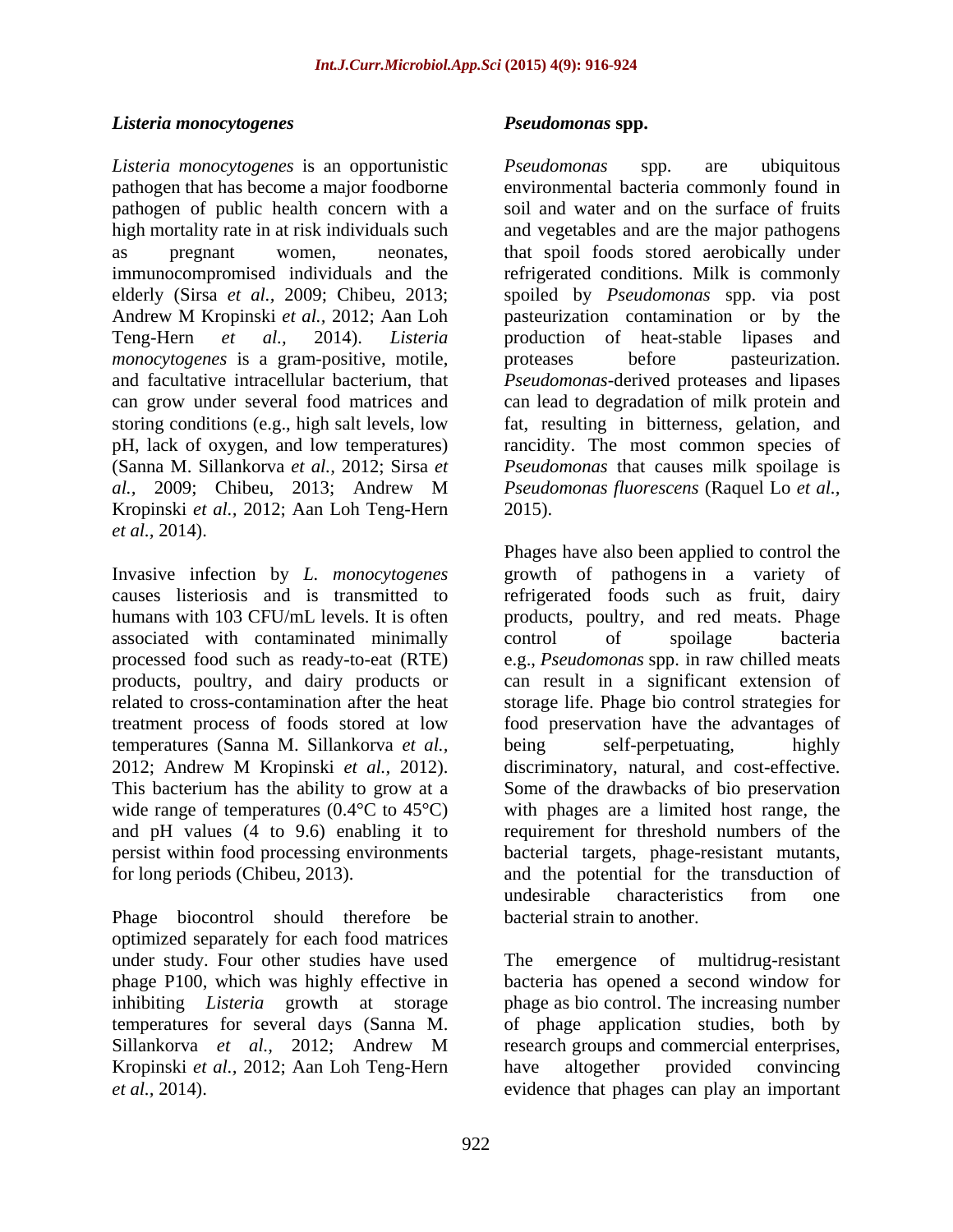### *Listeria monocytogenes*

*Listeria monocytogenes* is an opportunistic pathogen that has become a major foodborne pathogen of public health concern with a high mortality rate in at risk individuals such as pregnant women, neonates, immunocompromised individuals and the elderly (Sirsa *et al.*, 2009; Chibeu, 2013; Andrew M Kropinski *et al.*, 2012; Aan Loh Teng-Hern *et al.*, 2014). *Listeria monocytogenes* is a gram-positive, motile, and facultative intracellular bacterium, that can grow under several food matrices and storing conditions (e.g., high salt levels, low pH, lack of oxygen, and low temperatures) (Sanna M. Sillankorva *et al.*, 2012; Sirsa *et al.*, 2009; Chibeu, 2013; Andrew M Kropinski *et al.*, 2012; Aan Loh Teng-Hern *et al.*, 2014).

Invasive infection by *L. monocytogenes* causes listeriosis and is transmitted to humans with 103 CFU/mL levels. It is often associated with contaminated minimally processed food such as ready-to-eat (RTE) products, poultry, and dairy products or related to cross-contamination after the heat treatment process of foods stored at low temperatures (Sanna M. Sillankorva *et al.*, 2012; Andrew M Kropinski *et al.*, 2012). This bacterium has the ability to grow at a wide range of temperatures (0.4°C to 45°C) and pH values (4 to 9.6) enabling it to persist within food processing environments for long periods (Chibeu, 2013).

Phage biocontrol should therefore be optimized separately for each food matrices under study. Four other studies have used phage P100, which was highly effective in inhibiting *Listeria* growth at storage temperatures for several days (Sanna M. Sillankorva *et al.*, 2012; Andrew M Kropinski *et al.*, 2012; Aan Loh Teng-Hern *et al.*, 2014).

### *Pseudomonas* spp.

*Pseudomonas* spp. are ubiquitous environmental bacteria commonly found in soil and water and on the surface of fruits and vegetables and are the major pathogens that spoil foods stored aerobically under refrigerated conditions. Milk is commonly spoiled by *Pseudomonas* spp. via post pasteurization contamination or by the production of heat-stable lipases and proteases before pasteurization. *Pseudomonas*-derived proteases and lipases can lead to degradation of milk protein and fat, resulting in bitterness, gelation, and rancidity. The most common species of *Pseudomonas* that causes milk spoilage is *Pseudomonas fluorescens* (Raquel Lo *et al.*, 2015).

Phages have also been applied to control the growth of pathogens in a variety of refrigerated foods such as fruit, dairy products, poultry, and red meats. Phage control of spoilage bacteria e.g., *Pseudomonas* spp. in raw chilled meats can result in a significant extension of storage life. Phage bio control strategies for food preservation have the advantages of being self-perpetuating, highly discriminatory, natural, and cost-effective. Some of the drawbacks of bio preservation with phages are a limited host range, the requirement for threshold numbers of the bacterial targets, phage-resistant mutants, and the potential for the transduction of undesirable characteristics from one bacterial strain to another.

The emergence of multidrug-resistant bacteria has opened a second window for phage as bio control. The increasing number of phage application studies, both by research groups and commercial enterprises, have altogether provided convincing evidence that phages can play an important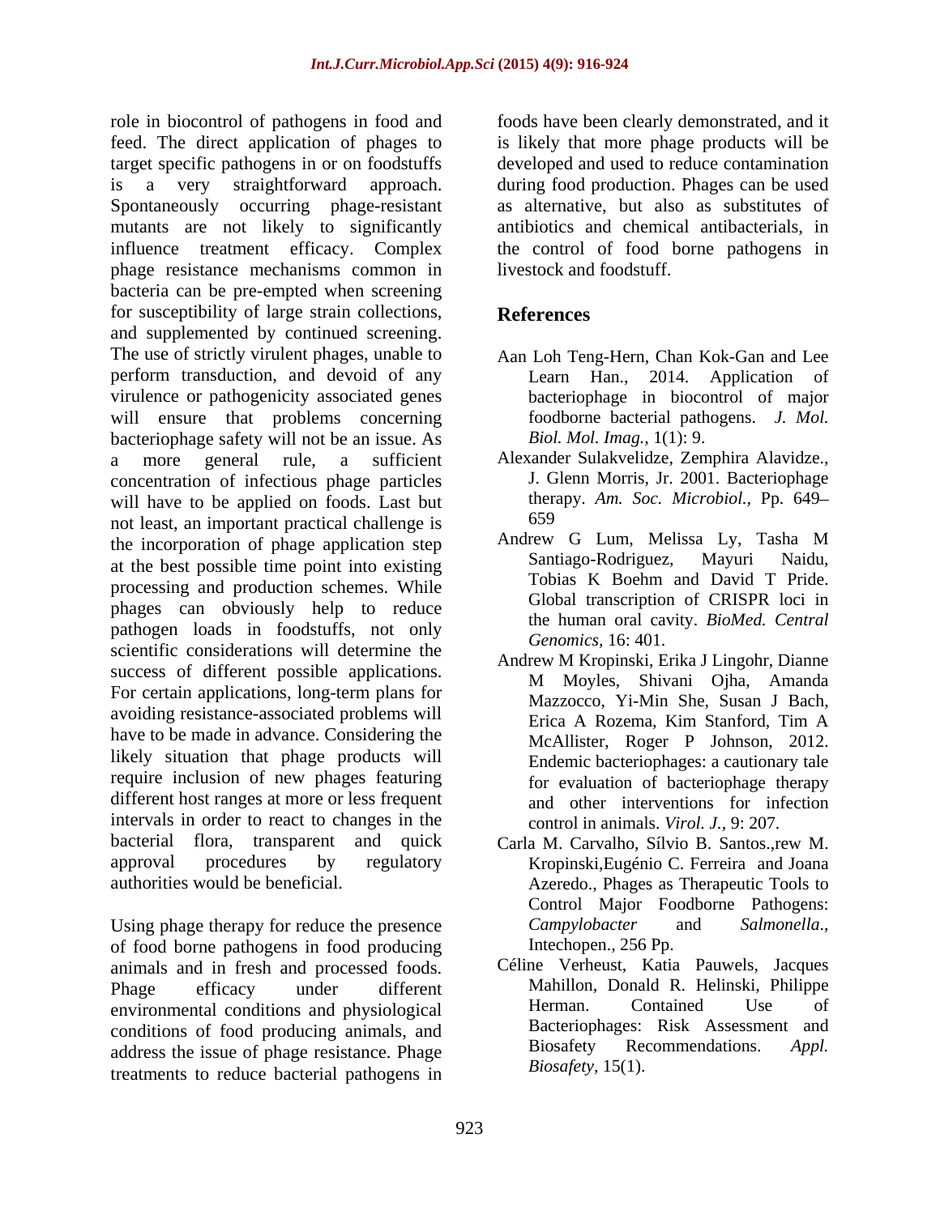role in biocontrol of pathogens in food and feed. The direct application of phages to target specific pathogens in or on foodstuffs is a very straightforward approach. Spontaneously occurring phage-resistant mutants are not likely to significantly influence treatment efficacy. Complex phage resistance mechanisms common in bacteria can be pre-empted when screening for susceptibility of large strain collections, and supplemented by continued screening. The use of strictly virulent phages, unable to perform transduction, and devoid of any virulence or pathogenicity associated genes will ensure that problems concerning bacteriophage safety will not be an issue. As a more general rule, a sufficient concentration of infectious phage particles will have to be applied on foods. Last but not least, an important practical challenge is the incorporation of phage application step at the best possible time point into existing processing and production schemes. While phages can obviously help to reduce pathogen loads in foodstuffs, not only scientific considerations will determine the success of different possible applications. For certain applications, long-term plans for avoiding resistance-associated problems will have to be made in advance. Considering the likely situation that phage products will require inclusion of new phages featuring different host ranges at more or less frequent intervals in order to react to changes in the bacterial flora, transparent and quick approval procedures by regulatory authorities would be beneficial.

Using phage therapy for reduce the presence of food borne pathogens in food producing animals and in fresh and processed foods. Phage efficacy under different environmental conditions and physiological conditions of food producing animals, and address the issue of phage resistance. Phage treatments to reduce bacterial pathogens in foods have been clearly demonstrated, and it is likely that more phage products will be developed and used to reduce contamination during food production. Phages can be used as alternative, but also as substitutes of antibiotics and chemical antibacterials, in the control of food borne pathogens in livestock and foodstuff.

## References

Aan Loh Teng-Hern, Chan Kok-Gan and Lee Learn Han., 2014. Application of bacteriophage in biocontrol of major foodborne bacterial pathogens. *J. Mol. Biol. Mol. Imag.,* 1(1): 9.

Alexander Sulakvelidze, Zemphira Alavidze., J. Glenn Morris, Jr. 2001. Bacteriophage therapy. *Am. Soc. Microbiol.,* Pp. 649–659

Andrew G Lum, Melissa Ly, Tasha M Santiago-Rodriguez, Mayuri Naidu, Tobias K Boehm and David T Pride. Global transcription of CRISPR loci in the human oral cavity. *BioMed. Central Genomics,* 16: 401.

Andrew M Kropinski, Erika J Lingohr, Dianne M Moyles, Shivani Ojha, Amanda Mazzocco, Yi-Min She, Susan J Bach, Erica A Rozema, Kim Stanford, Tim A McAllister, Roger P Johnson, 2012. Endemic bacteriophages: a cautionary tale for evaluation of bacteriophage therapy and other interventions for infection control in animals. *Virol. J.,* 9: 207.

Carla M. Carvalho, Sílvio B. Santos.,rew M. Kropinski,Eugénio C. Ferreira and Joana Azeredo., Phages as Therapeutic Tools to Control Major Foodborne Pathogens: *Campylobacter* and *Salmonella*., Intechopen., 256 Pp.

Céline Verheust, Katia Pauwels, Jacques Mahillon, Donald R. Helinski, Philippe Herman. Contained Use of Bacteriophages: Risk Assessment and Biosafety Recommendations. *Appl. Biosafety,* 15(1).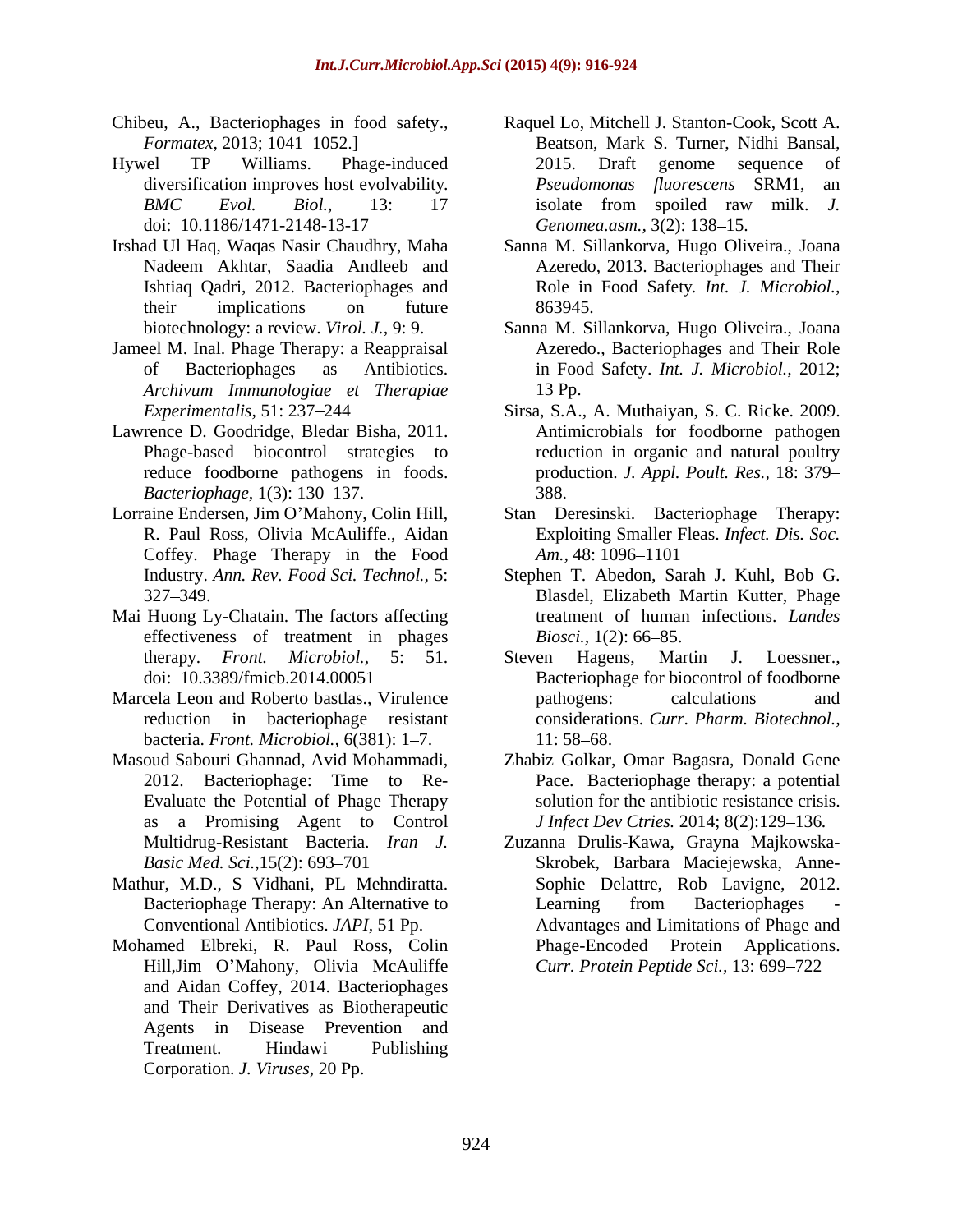Chibeu, A., Bacteriophages in food safety., *Formatex,* 2013; 1041–1052.]

Hywel TP Williams. Phage-induced diversification improves host evolvability. *BMC Evol. Biol.*, 13: 17 doi: 10.1186/1471-2148-13-17

Irshad Ul Haq, Waqas Nasir Chaudhry, Maha Nadeem Akhtar, Saadia Andleeb and Ishtiaq Qadri, 2012. Bacteriophages and their implications on future biotechnology: a review. *Virol. J.,* 9: 9.

Jameel M. Inal. Phage Therapy: a Reappraisal of Bacteriophages as Antibiotics. *Archivum Immunologiae et Therapiae Experimentalis,* 51: 237–244

Lawrence D. Goodridge, Bledar Bisha, 2011. Phage-based biocontrol strategies to reduce foodborne pathogens in foods. *Bacteriophage,* 1(3): 130–137.

Lorraine Endersen, Jim O'Mahony, Colin Hill, R. Paul Ross, Olivia McAuliffe., Aidan Coffey. Phage Therapy in the Food Industry. *Ann. Rev. Food Sci. Technol.,* 5: 327–349.

Mai Huong Ly-Chatain. The factors affecting effectiveness of treatment in phages therapy. *Front. Microbiol.,* 5: 51. doi: 10.3389/fmicb.2014.00051

Marcela Leon and Roberto bastlas., Virulence reduction in bacteriophage resistant bacteria. *Front. Microbiol.,* 6(381): 1–7.

Masoud Sabouri Ghannad, Avid Mohammadi, 2012. Bacteriophage: Time to Re-Evaluate the Potential of Phage Therapy as a Promising Agent to Control Multidrug-Resistant Bacteria. *Iran J. Basic Med. Sci.,*15(2): 693–701

Mathur, M.D., S Vidhani, PL Mehndiratta. Bacteriophage Therapy: An Alternative to Conventional Antibiotics. *JAPI,* 51 Pp.

Mohamed Elbreki, R. Paul Ross, Colin Hill,Jim O'Mahony, Olivia McAuliffe and Aidan Coffey, 2014. Bacteriophages and Their Derivatives as Biotherapeutic Agents in Disease Prevention and Treatment. Hindawi Publishing Corporation. *J. Viruses,* 20 Pp.

Raquel Lo, Mitchell J. Stanton-Cook, Scott A. Beatson, Mark S. Turner, Nidhi Bansal, 2015. Draft genome sequence of *Pseudomonas fluorescens* SRM1, an isolate from spoiled raw milk. *J. Genomea.asm.,* 3(2): 138–15.

Sanna M. Sillankorva, Hugo Oliveira., Joana Azeredo, 2013. Bacteriophages and Their Role in Food Safety. *Int. J. Microbiol.,* 863945.

Sanna M. Sillankorva, Hugo Oliveira., Joana Azeredo., Bacteriophages and Their Role in Food Safety. *Int. J. Microbiol.,* 2012; 13 Pp.

Sirsa, S.A., A. Muthaiyan, S. C. Ricke. 2009. Antimicrobials for foodborne pathogen reduction in organic and natural poultry production. *J. Appl. Poult. Res.,* 18: 379–388.

Stan Deresinski. Bacteriophage Therapy: Exploiting Smaller Fleas. *Infect. Dis. Soc. Am.,* 48: 1096–1101

Stephen T. Abedon, Sarah J. Kuhl, Bob G. Blasdel, Elizabeth Martin Kutter, Phage treatment of human infections. *Landes Biosci.,* 1(2): 66–85.

Steven Hagens, Martin J. Loessner., Bacteriophage for biocontrol of foodborne pathogens: calculations and considerations. *Curr. Pharm. Biotechnol.,* 11: 58–68.

Zhabiz Golkar, Omar Bagasra, Donald Gene Pace. Bacteriophage therapy: a potential solution for the antibiotic resistance crisis. *J Infect Dev Ctries.* 2014; 8(2):129–136.

Zuzanna Drulis-Kawa, Grayna Majkowska-Skrobek, Barbara Maciejewska, Anne-Sophie Delattre, Rob Lavigne, 2012. Learning from Bacteriophages - Advantages and Limitations of Phage and Phage-Encoded Protein Applications. *Curr. Protein Peptide Sci.,* 13: 699–722